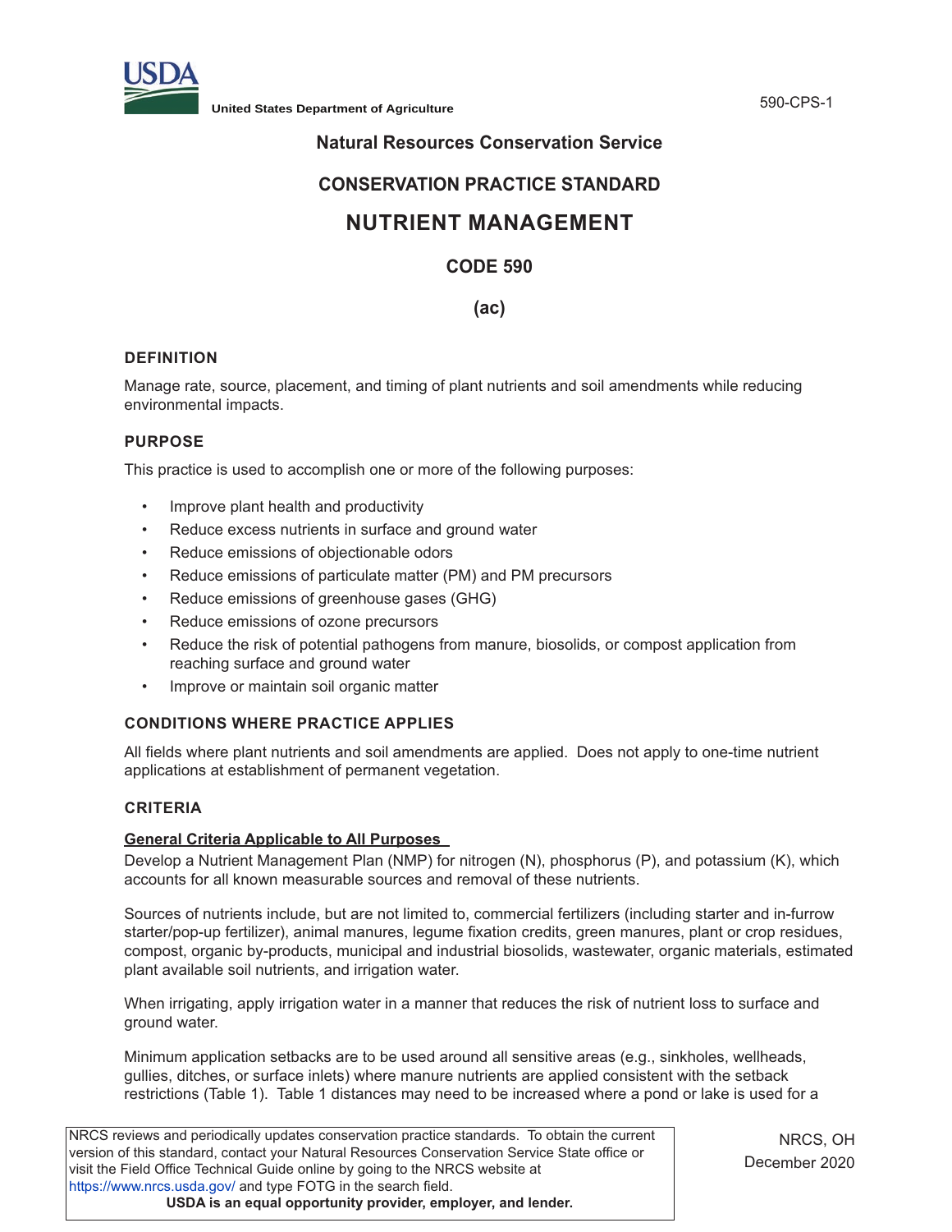United States Department of Agriculture

# Natural Resources Conservation Service

## CONSERVATION PRACTICE STANDARD

# NUTRIENT MANAGEMENT

## CODE 590

## (ac)

### DEFINITION

Manage rate, source, placement, and timing of plant nutrients and soil amendments while reducing environmental impacts.

### PURPOSE

This practice is used to accomplish one or more of the following purposes:

- Improve plant health and productivity
- Reduce excess nutrients in surface and ground water
- Reduce emissions of objectionable odors
- Reduce emissions of particulate matter (PM) and PM precursors
- Reduce emissions of greenhouse gases (GHG)
- Reduce emissions of ozone precursors
- Reduce the risk of potential pathogens from manure, biosolids, or compost application from reaching surface and ground water
- Improve or maintain soil organic matter

### CONDITIONS WHERE PRACTICE APPLIES

All fields where plant nutrients and soil amendments are applied. Does not apply to one-time nutrient applications at establishment of permanent vegetation.

### CRITERIA

**General Criteria Applicable to All Purposes**

Develop a Nutrient Management Plan (NMP) for nitrogen (N), phosphorus (P), and potassium (K), which accounts for all known measurable sources and removal of these nutrients.

Sources of nutrients include, but are not limited to, commercial fertilizers (including starter and in-furrow starter/pop-up fertilizer), animal manures, legume fixation credits, green manures, plant or crop residues, compost, organic by-products, municipal and industrial biosolids, wastewater, organic materials, estimated plant available soil nutrients, and irrigation water.

When irrigating, apply irrigation water in a manner that reduces the risk of nutrient loss to surface and ground water.

Minimum application setbacks are to be used around all sensitive areas (e.g., sinkholes, wellheads, gullies, ditches, or surface inlets) where manure nutrients are applied consistent with the setback restrictions (Table 1). Table 1 distances may need to be increased where a pond or lake is used for a

NRCS reviews and periodically updates conservation practice standards. To obtain the current version of this standard, contact your Natural Resources Conservation Service State office or visit the Field Office Technical Guide online by going to the NRCS website at https://www.nrcs.usda.gov/ and type FOTG in the search field.

**USDA is an equal opportunity provider, employer, and lender.**

NRCS, OH
December 2020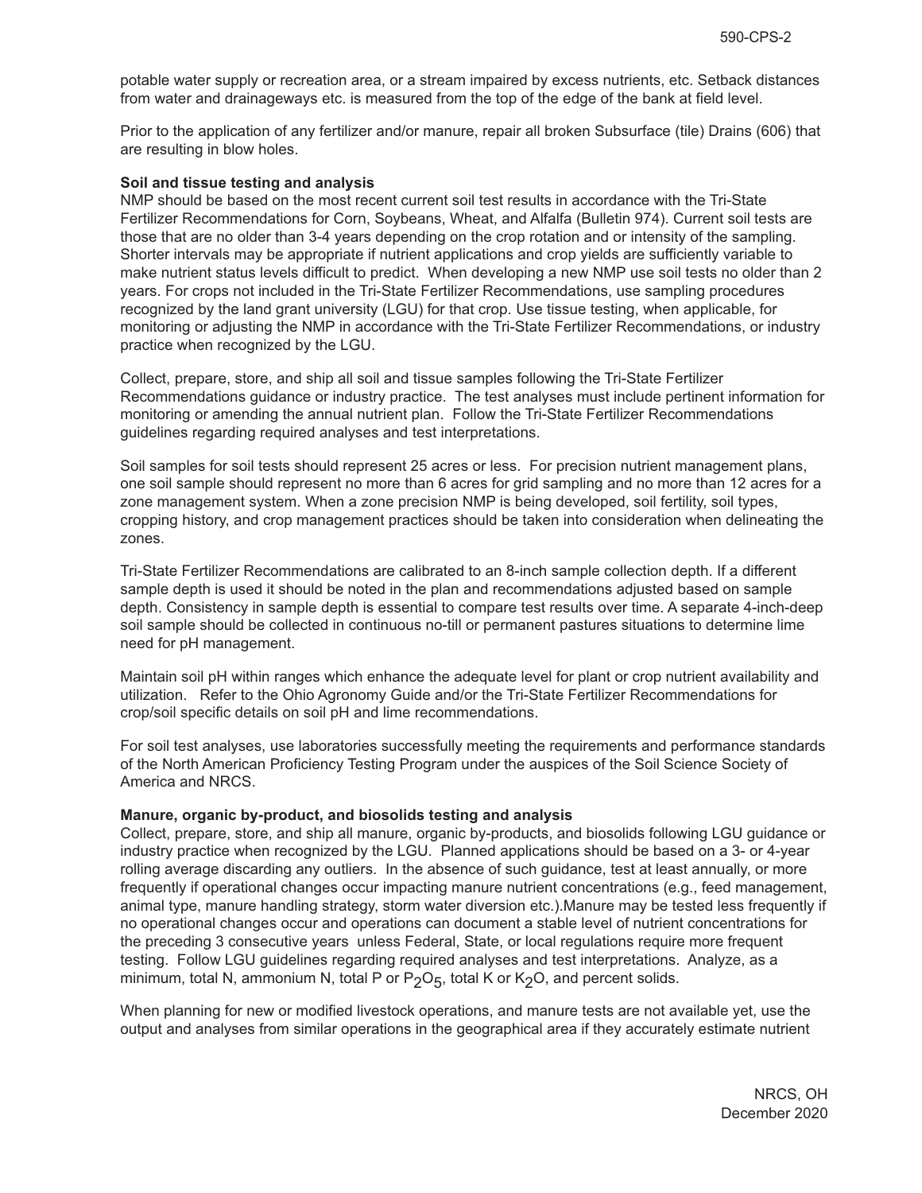potable water supply or recreation area, or a stream impaired by excess nutrients, etc. Setback distances from water and drainageways etc. is measured from the top of the edge of the bank at field level.

Prior to the application of any fertilizer and/or manure, repair all broken Subsurface (tile) Drains (606) that are resulting in blow holes.

**Soil and tissue testing and analysis**
NMP should be based on the most recent current soil test results in accordance with the Tri-State Fertilizer Recommendations for Corn, Soybeans, Wheat, and Alfalfa (Bulletin 974). Current soil tests are those that are no older than 3-4 years depending on the crop rotation and or intensity of the sampling. Shorter intervals may be appropriate if nutrient applications and crop yields are sufficiently variable to make nutrient status levels difficult to predict. When developing a new NMP use soil tests no older than 2 years. For crops not included in the Tri-State Fertilizer Recommendations, use sampling procedures recognized by the land grant university (LGU) for that crop. Use tissue testing, when applicable, for monitoring or adjusting the NMP in accordance with the Tri-State Fertilizer Recommendations, or industry practice when recognized by the LGU.

Collect, prepare, store, and ship all soil and tissue samples following the Tri-State Fertilizer Recommendations guidance or industry practice. The test analyses must include pertinent information for monitoring or amending the annual nutrient plan. Follow the Tri-State Fertilizer Recommendations guidelines regarding required analyses and test interpretations.

Soil samples for soil tests should represent 25 acres or less. For precision nutrient management plans, one soil sample should represent no more than 6 acres for grid sampling and no more than 12 acres for a zone management system. When a zone precision NMP is being developed, soil fertility, soil types, cropping history, and crop management practices should be taken into consideration when delineating the zones.

Tri-State Fertilizer Recommendations are calibrated to an 8-inch sample collection depth. If a different sample depth is used it should be noted in the plan and recommendations adjusted based on sample depth. Consistency in sample depth is essential to compare test results over time. A separate 4-inch-deep soil sample should be collected in continuous no-till or permanent pastures situations to determine lime need for pH management.

Maintain soil pH within ranges which enhance the adequate level for plant or crop nutrient availability and utilization. Refer to the Ohio Agronomy Guide and/or the Tri-State Fertilizer Recommendations for crop/soil specific details on soil pH and lime recommendations.

For soil test analyses, use laboratories successfully meeting the requirements and performance standards of the North American Proficiency Testing Program under the auspices of the Soil Science Society of America and NRCS.

**Manure, organic by-product, and biosolids testing and analysis**
Collect, prepare, store, and ship all manure, organic by-products, and biosolids following LGU guidance or industry practice when recognized by the LGU. Planned applications should be based on a 3- or 4-year rolling average discarding any outliers. In the absence of such guidance, test at least annually, or more frequently if operational changes occur impacting manure nutrient concentrations (e.g., feed management, animal type, manure handling strategy, storm water diversion etc.).Manure may be tested less frequently if no operational changes occur and operations can document a stable level of nutrient concentrations for the preceding 3 consecutive years unless Federal, State, or local regulations require more frequent testing. Follow LGU guidelines regarding required analyses and test interpretations. Analyze, as a minimum, total N, ammonium N, total P or $P_2O_5$, total K or $K_2O$, and percent solids.

When planning for new or modified livestock operations, and manure tests are not available yet, use the output and analyses from similar operations in the geographical area if they accurately estimate nutrient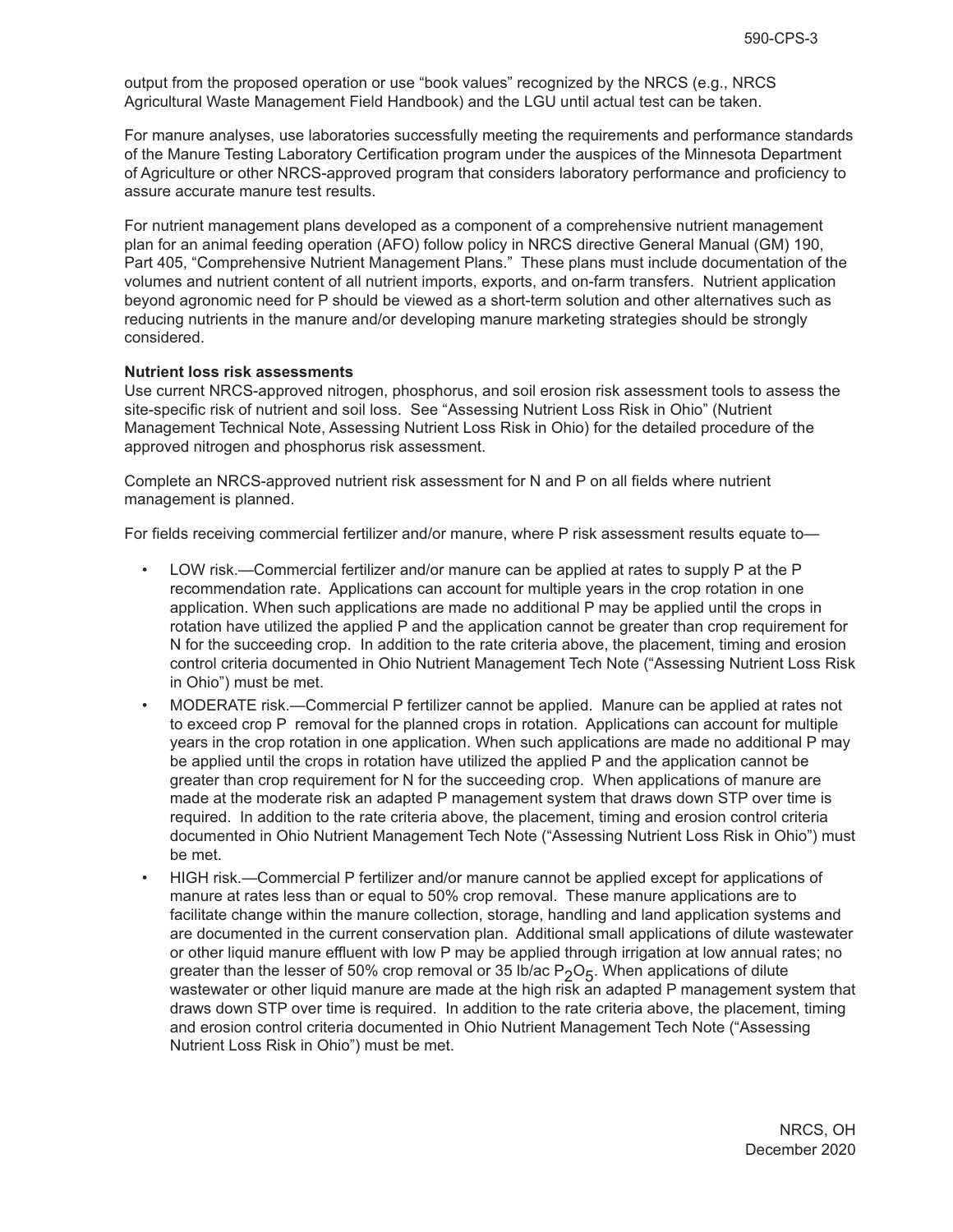output from the proposed operation or use "book values" recognized by the NRCS (e.g., NRCS Agricultural Waste Management Field Handbook) and the LGU until actual test can be taken.

For manure analyses, use laboratories successfully meeting the requirements and performance standards of the Manure Testing Laboratory Certification program under the auspices of the Minnesota Department of Agriculture or other NRCS-approved program that considers laboratory performance and proficiency to assure accurate manure test results.

For nutrient management plans developed as a component of a comprehensive nutrient management plan for an animal feeding operation (AFO) follow policy in NRCS directive General Manual (GM) 190, Part 405, "Comprehensive Nutrient Management Plans." These plans must include documentation of the volumes and nutrient content of all nutrient imports, exports, and on-farm transfers. Nutrient application beyond agronomic need for P should be viewed as a short-term solution and other alternatives such as reducing nutrients in the manure and/or developing manure marketing strategies should be strongly considered.

**Nutrient loss risk assessments**

Use current NRCS-approved nitrogen, phosphorus, and soil erosion risk assessment tools to assess the site-specific risk of nutrient and soil loss. See "Assessing Nutrient Loss Risk in Ohio" (Nutrient Management Technical Note, Assessing Nutrient Loss Risk in Ohio) for the detailed procedure of the approved nitrogen and phosphorus risk assessment.

Complete an NRCS-approved nutrient risk assessment for N and P on all fields where nutrient management is planned.

For fields receiving commercial fertilizer and/or manure, where P risk assessment results equate to—

- LOW risk.—Commercial fertilizer and/or manure can be applied at rates to supply P at the P recommendation rate. Applications can account for multiple years in the crop rotation in one application. When such applications are made no additional P may be applied until the crops in rotation have utilized the applied P and the application cannot be greater than crop requirement for N for the succeeding crop. In addition to the rate criteria above, the placement, timing and erosion control criteria documented in Ohio Nutrient Management Tech Note ("Assessing Nutrient Loss Risk in Ohio") must be met.
- MODERATE risk.—Commercial P fertilizer cannot be applied. Manure can be applied at rates not to exceed crop P removal for the planned crops in rotation. Applications can account for multiple years in the crop rotation in one application. When such applications are made no additional P may be applied until the crops in rotation have utilized the applied P and the application cannot be greater than crop requirement for N for the succeeding crop. When applications of manure are made at the moderate risk an adapted P management system that draws down STP over time is required. In addition to the rate criteria above, the placement, timing and erosion control criteria documented in Ohio Nutrient Management Tech Note ("Assessing Nutrient Loss Risk in Ohio") must be met.
- HIGH risk.—Commercial P fertilizer and/or manure cannot be applied except for applications of manure at rates less than or equal to 50% crop removal. These manure applications are to facilitate change within the manure collection, storage, handling and land application systems and are documented in the current conservation plan. Additional small applications of dilute wastewater or other liquid manure effluent with low P may be applied through irrigation at low annual rates; no greater than the lesser of 50% crop removal or 35 lb/ac $P_2O_5$. When applications of dilute wastewater or other liquid manure are made at the high risk an adapted P management system that draws down STP over time is required. In addition to the rate criteria above, the placement, timing and erosion control criteria documented in Ohio Nutrient Management Tech Note ("Assessing Nutrient Loss Risk in Ohio") must be met.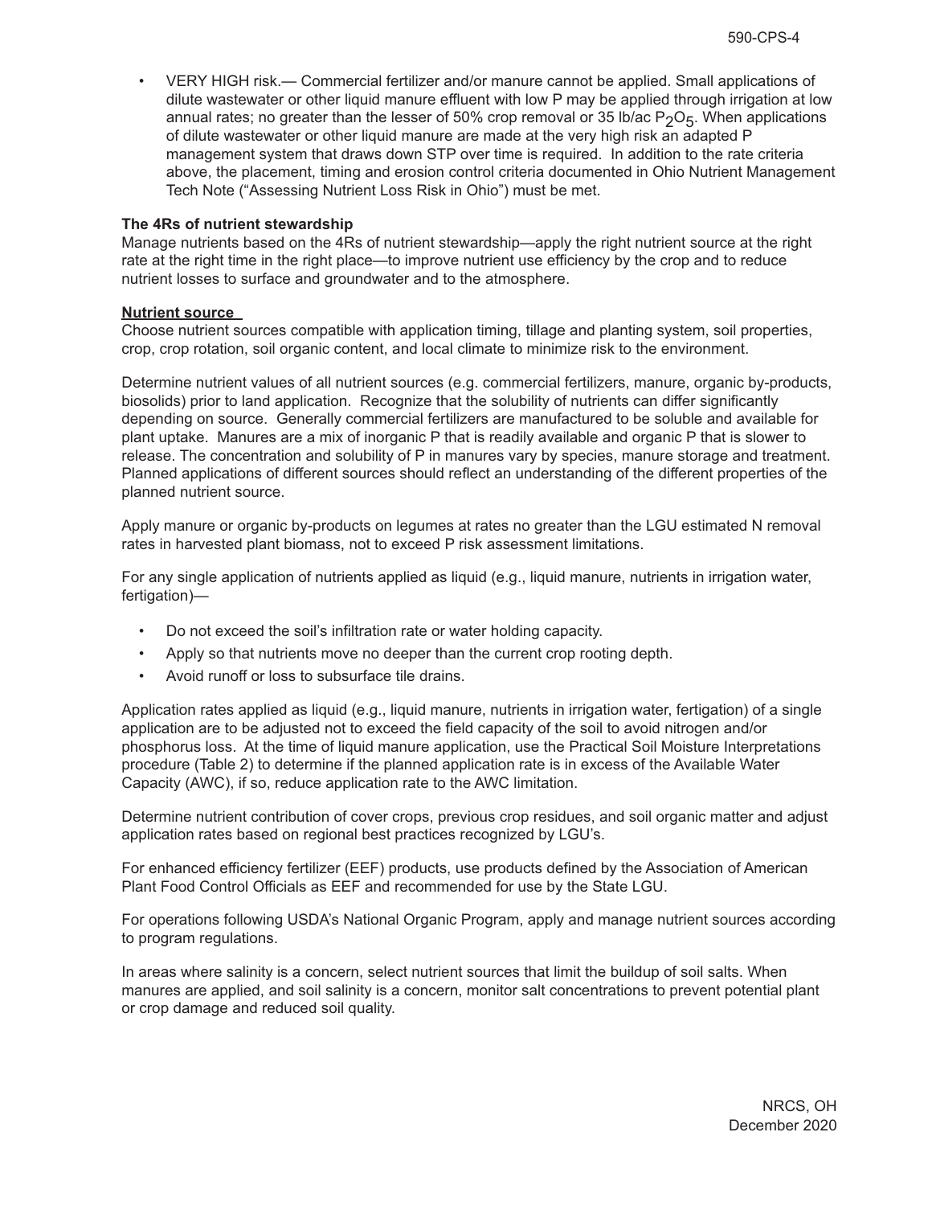- VERY HIGH risk.— Commercial fertilizer and/or manure cannot be applied. Small applications of dilute wastewater or other liquid manure effluent with low P may be applied through irrigation at low annual rates; no greater than the lesser of 50% crop removal or 35 lb/ac $P_2O_5$. When applications of dilute wastewater or other liquid manure are made at the very high risk an adapted P management system that draws down STP over time is required. In addition to the rate criteria above, the placement, timing and erosion control criteria documented in Ohio Nutrient Management Tech Note ("Assessing Nutrient Loss Risk in Ohio") must be met.

**The 4Rs of nutrient stewardship**

Manage nutrients based on the 4Rs of nutrient stewardship—apply the right nutrient source at the right rate at the right time in the right place—to improve nutrient use efficiency by the crop and to reduce nutrient losses to surface and groundwater and to the atmosphere.

**Nutrient source**

Choose nutrient sources compatible with application timing, tillage and planting system, soil properties, crop, crop rotation, soil organic content, and local climate to minimize risk to the environment.

Determine nutrient values of all nutrient sources (e.g. commercial fertilizers, manure, organic by-products, biosolids) prior to land application. Recognize that the solubility of nutrients can differ significantly depending on source. Generally commercial fertilizers are manufactured to be soluble and available for plant uptake. Manures are a mix of inorganic P that is readily available and organic P that is slower to release. The concentration and solubility of P in manures vary by species, manure storage and treatment. Planned applications of different sources should reflect an understanding of the different properties of the planned nutrient source.

Apply manure or organic by-products on legumes at rates no greater than the LGU estimated N removal rates in harvested plant biomass, not to exceed P risk assessment limitations.

For any single application of nutrients applied as liquid (e.g., liquid manure, nutrients in irrigation water, fertigation)—

- Do not exceed the soil's infiltration rate or water holding capacity.
- Apply so that nutrients move no deeper than the current crop rooting depth.
- Avoid runoff or loss to subsurface tile drains.

Application rates applied as liquid (e.g., liquid manure, nutrients in irrigation water, fertigation) of a single application are to be adjusted not to exceed the field capacity of the soil to avoid nitrogen and/or phosphorus loss. At the time of liquid manure application, use the Practical Soil Moisture Interpretations procedure (Table 2) to determine if the planned application rate is in excess of the Available Water Capacity (AWC), if so, reduce application rate to the AWC limitation.

Determine nutrient contribution of cover crops, previous crop residues, and soil organic matter and adjust application rates based on regional best practices recognized by LGU's.

For enhanced efficiency fertilizer (EEF) products, use products defined by the Association of American Plant Food Control Officials as EEF and recommended for use by the State LGU.

For operations following USDA's National Organic Program, apply and manage nutrient sources according to program regulations.

In areas where salinity is a concern, select nutrient sources that limit the buildup of soil salts. When manures are applied, and soil salinity is a concern, monitor salt concentrations to prevent potential plant or crop damage and reduced soil quality.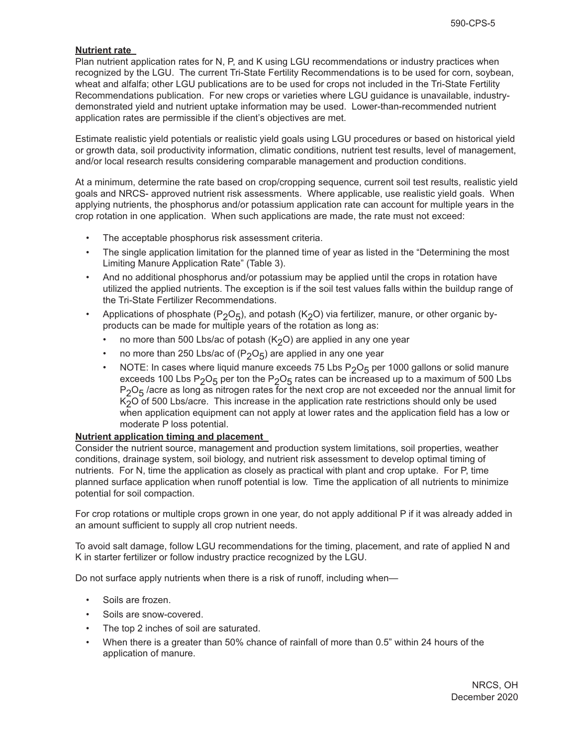**Nutrient rate**

Plan nutrient application rates for N, P, and K using LGU recommendations or industry practices when recognized by the LGU. The current Tri-State Fertility Recommendations is to be used for corn, soybean, wheat and alfalfa; other LGU publications are to be used for crops not included in the Tri-State Fertility Recommendations publication. For new crops or varieties where LGU guidance is unavailable, industry-demonstrated yield and nutrient uptake information may be used. Lower-than-recommended nutrient application rates are permissible if the client's objectives are met.

Estimate realistic yield potentials or realistic yield goals using LGU procedures or based on historical yield or growth data, soil productivity information, climatic conditions, nutrient test results, level of management, and/or local research results considering comparable management and production conditions.

At a minimum, determine the rate based on crop/cropping sequence, current soil test results, realistic yield goals and NRCS- approved nutrient risk assessments. Where applicable, use realistic yield goals. When applying nutrients, the phosphorus and/or potassium application rate can account for multiple years in the crop rotation in one application. When such applications are made, the rate must not exceed:

- The acceptable phosphorus risk assessment criteria.
- The single application limitation for the planned time of year as listed in the "Determining the most Limiting Manure Application Rate" (Table 3).
- And no additional phosphorus and/or potassium may be applied until the crops in rotation have utilized the applied nutrients. The exception is if the soil test values falls within the buildup range of the Tri-State Fertilizer Recommendations.
- Applications of phosphate ($P_2O_5$), and potash ($K_2O$) via fertilizer, manure, or other organic by-products can be made for multiple years of the rotation as long as:
  - no more than 500 Lbs/ac of potash ($K_2O$) are applied in any one year
  - no more than 250 Lbs/ac of ($P_2O_5$) are applied in any one year
  - NOTE: In cases where liquid manure exceeds 75 Lbs $P_2O_5$ per 1000 gallons or solid manure exceeds 100 Lbs $P_2O_5$ per ton the $P_2O_5$ rates can be increased up to a maximum of 500 Lbs $P_2O_5$ /acre as long as nitrogen rates for the next crop are not exceeded nor the annual limit for $K_2O$ of 500 Lbs/acre. This increase in the application rate restrictions should only be used when application equipment can not apply at lower rates and the application field has a low or moderate P loss potential.

**Nutrient application timing and placement**

Consider the nutrient source, management and production system limitations, soil properties, weather conditions, drainage system, soil biology, and nutrient risk assessment to develop optimal timing of nutrients. For N, time the application as closely as practical with plant and crop uptake. For P, time planned surface application when runoff potential is low. Time the application of all nutrients to minimize potential for soil compaction.

For crop rotations or multiple crops grown in one year, do not apply additional P if it was already added in an amount sufficient to supply all crop nutrient needs.

To avoid salt damage, follow LGU recommendations for the timing, placement, and rate of applied N and K in starter fertilizer or follow industry practice recognized by the LGU.

Do not surface apply nutrients when there is a risk of runoff, including when—

- Soils are frozen.
- Soils are snow-covered.
- The top 2 inches of soil are saturated.
- When there is a greater than 50% chance of rainfall of more than 0.5" within 24 hours of the application of manure.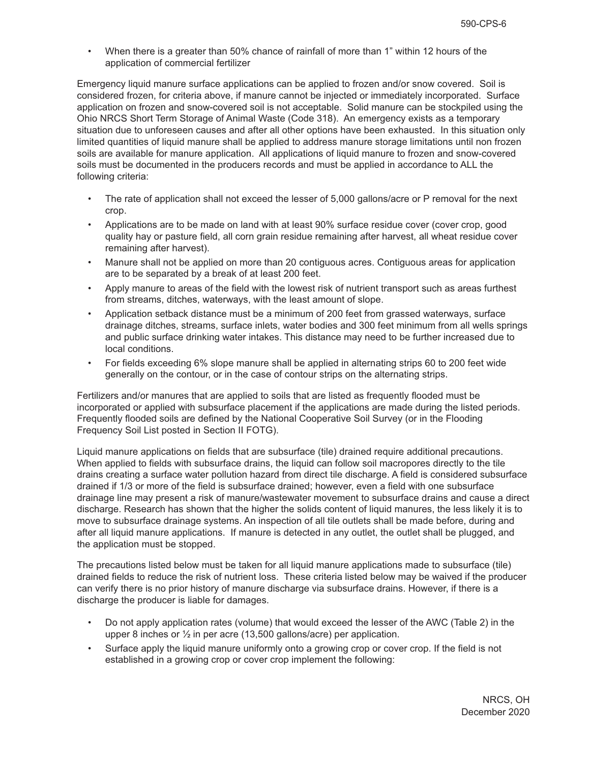- When there is a greater than 50% chance of rainfall of more than 1" within 12 hours of the application of commercial fertilizer

Emergency liquid manure surface applications can be applied to frozen and/or snow covered. Soil is considered frozen, for criteria above, if manure cannot be injected or immediately incorporated. Surface application on frozen and snow-covered soil is not acceptable. Solid manure can be stockpiled using the Ohio NRCS Short Term Storage of Animal Waste (Code 318). An emergency exists as a temporary situation due to unforeseen causes and after all other options have been exhausted. In this situation only limited quantities of liquid manure shall be applied to address manure storage limitations until non frozen soils are available for manure application. All applications of liquid manure to frozen and snow-covered soils must be documented in the producers records and must be applied in accordance to ALL the following criteria:

- The rate of application shall not exceed the lesser of 5,000 gallons/acre or P removal for the next crop.
- Applications are to be made on land with at least 90% surface residue cover (cover crop, good quality hay or pasture field, all corn grain residue remaining after harvest, all wheat residue cover remaining after harvest).
- Manure shall not be applied on more than 20 contiguous acres. Contiguous areas for application are to be separated by a break of at least 200 feet.
- Apply manure to areas of the field with the lowest risk of nutrient transport such as areas furthest from streams, ditches, waterways, with the least amount of slope.
- Application setback distance must be a minimum of 200 feet from grassed waterways, surface drainage ditches, streams, surface inlets, water bodies and 300 feet minimum from all wells springs and public surface drinking water intakes. This distance may need to be further increased due to local conditions.
- For fields exceeding 6% slope manure shall be applied in alternating strips 60 to 200 feet wide generally on the contour, or in the case of contour strips on the alternating strips.

Fertilizers and/or manures that are applied to soils that are listed as frequently flooded must be incorporated or applied with subsurface placement if the applications are made during the listed periods. Frequently flooded soils are defined by the National Cooperative Soil Survey (or in the Flooding Frequency Soil List posted in Section II FOTG).

Liquid manure applications on fields that are subsurface (tile) drained require additional precautions. When applied to fields with subsurface drains, the liquid can follow soil macropores directly to the tile drains creating a surface water pollution hazard from direct tile discharge. A field is considered subsurface drained if 1/3 or more of the field is subsurface drained; however, even a field with one subsurface drainage line may present a risk of manure/wastewater movement to subsurface drains and cause a direct discharge. Research has shown that the higher the solids content of liquid manures, the less likely it is to move to subsurface drainage systems. An inspection of all tile outlets shall be made before, during and after all liquid manure applications. If manure is detected in any outlet, the outlet shall be plugged, and the application must be stopped.

The precautions listed below must be taken for all liquid manure applications made to subsurface (tile) drained fields to reduce the risk of nutrient loss. These criteria listed below may be waived if the producer can verify there is no prior history of manure discharge via subsurface drains. However, if there is a discharge the producer is liable for damages.

- Do not apply application rates (volume) that would exceed the lesser of the AWC (Table 2) in the upper 8 inches or ½ in per acre (13,500 gallons/acre) per application.
- Surface apply the liquid manure uniformly onto a growing crop or cover crop. If the field is not established in a growing crop or cover crop implement the following: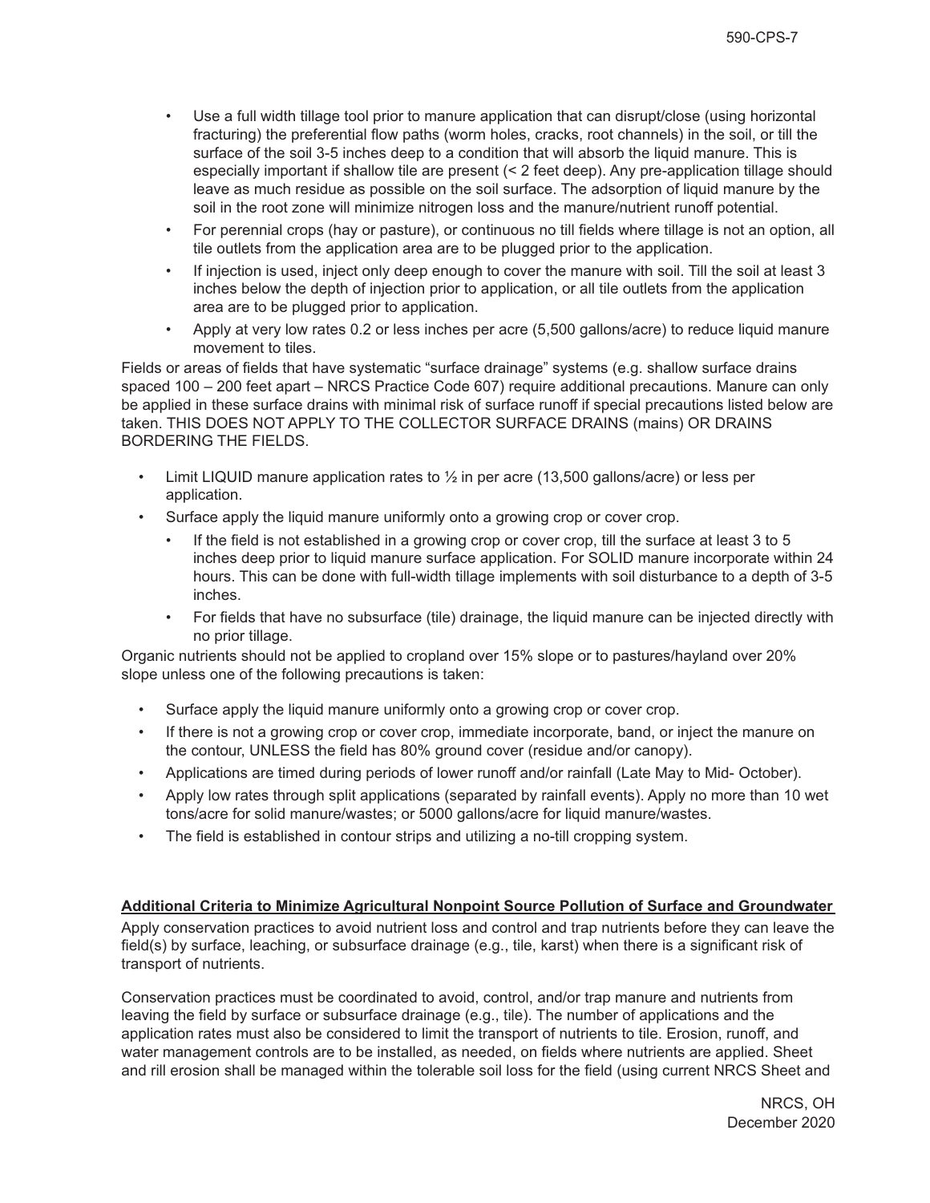- Use a full width tillage tool prior to manure application that can disrupt/close (using horizontal fracturing) the preferential flow paths (worm holes, cracks, root channels) in the soil, or till the surface of the soil 3-5 inches deep to a condition that will absorb the liquid manure. This is especially important if shallow tile are present (< 2 feet deep). Any pre-application tillage should leave as much residue as possible on the soil surface. The adsorption of liquid manure by the soil in the root zone will minimize nitrogen loss and the manure/nutrient runoff potential.
- For perennial crops (hay or pasture), or continuous no till fields where tillage is not an option, all tile outlets from the application area are to be plugged prior to the application.
- If injection is used, inject only deep enough to cover the manure with soil. Till the soil at least 3 inches below the depth of injection prior to application, or all tile outlets from the application area are to be plugged prior to application.
- Apply at very low rates 0.2 or less inches per acre (5,500 gallons/acre) to reduce liquid manure movement to tiles.

Fields or areas of fields that have systematic "surface drainage" systems (e.g. shallow surface drains spaced 100 – 200 feet apart – NRCS Practice Code 607) require additional precautions. Manure can only be applied in these surface drains with minimal risk of surface runoff if special precautions listed below are taken. THIS DOES NOT APPLY TO THE COLLECTOR SURFACE DRAINS (mains) OR DRAINS BORDERING THE FIELDS.

- Limit LIQUID manure application rates to ½ in per acre (13,500 gallons/acre) or less per application.
- Surface apply the liquid manure uniformly onto a growing crop or cover crop.
  - If the field is not established in a growing crop or cover crop, till the surface at least 3 to 5 inches deep prior to liquid manure surface application. For SOLID manure incorporate within 24 hours. This can be done with full-width tillage implements with soil disturbance to a depth of 3-5 inches.
  - For fields that have no subsurface (tile) drainage, the liquid manure can be injected directly with no prior tillage.

Organic nutrients should not be applied to cropland over 15% slope or to pastures/hayland over 20% slope unless one of the following precautions is taken:

- Surface apply the liquid manure uniformly onto a growing crop or cover crop.
- If there is not a growing crop or cover crop, immediate incorporate, band, or inject the manure on the contour, UNLESS the field has 80% ground cover (residue and/or canopy).
- Applications are timed during periods of lower runoff and/or rainfall (Late May to Mid- October).
- Apply low rates through split applications (separated by rainfall events). Apply no more than 10 wet tons/acre for solid manure/wastes; or 5000 gallons/acre for liquid manure/wastes.
- The field is established in contour strips and utilizing a no-till cropping system.

**Additional Criteria to Minimize Agricultural Nonpoint Source Pollution of Surface and Groundwater**

Apply conservation practices to avoid nutrient loss and control and trap nutrients before they can leave the field(s) by surface, leaching, or subsurface drainage (e.g., tile, karst) when there is a significant risk of transport of nutrients.

Conservation practices must be coordinated to avoid, control, and/or trap manure and nutrients from leaving the field by surface or subsurface drainage (e.g., tile). The number of applications and the application rates must also be considered to limit the transport of nutrients to tile. Erosion, runoff, and water management controls are to be installed, as needed, on fields where nutrients are applied. Sheet and rill erosion shall be managed within the tolerable soil loss for the field (using current NRCS Sheet and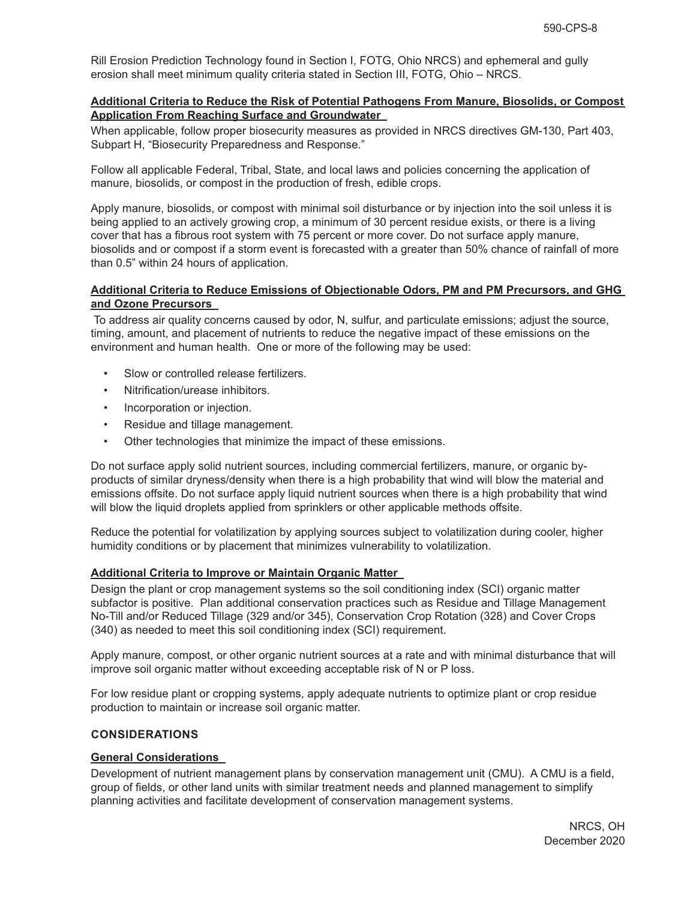Rill Erosion Prediction Technology found in Section I, FOTG, Ohio NRCS) and ephemeral and gully erosion shall meet minimum quality criteria stated in Section III, FOTG, Ohio – NRCS.

**Additional Criteria to Reduce the Risk of Potential Pathogens From Manure, Biosolids, or Compost Application From Reaching Surface and Groundwater**

When applicable, follow proper biosecurity measures as provided in NRCS directives GM-130, Part 403, Subpart H, "Biosecurity Preparedness and Response."

Follow all applicable Federal, Tribal, State, and local laws and policies concerning the application of manure, biosolids, or compost in the production of fresh, edible crops.

Apply manure, biosolids, or compost with minimal soil disturbance or by injection into the soil unless it is being applied to an actively growing crop, a minimum of 30 percent residue exists, or there is a living cover that has a fibrous root system with 75 percent or more cover. Do not surface apply manure, biosolids and or compost if a storm event is forecasted with a greater than 50% chance of rainfall of more than 0.5" within 24 hours of application.

**Additional Criteria to Reduce Emissions of Objectionable Odors, PM and PM Precursors, and GHG and Ozone Precursors**

To address air quality concerns caused by odor, N, sulfur, and particulate emissions; adjust the source, timing, amount, and placement of nutrients to reduce the negative impact of these emissions on the environment and human health. One or more of the following may be used:

- Slow or controlled release fertilizers.
- Nitrification/urease inhibitors.
- Incorporation or injection.
- Residue and tillage management.
- Other technologies that minimize the impact of these emissions.

Do not surface apply solid nutrient sources, including commercial fertilizers, manure, or organic by-products of similar dryness/density when there is a high probability that wind will blow the material and emissions offsite. Do not surface apply liquid nutrient sources when there is a high probability that wind will blow the liquid droplets applied from sprinklers or other applicable methods offsite.

Reduce the potential for volatilization by applying sources subject to volatilization during cooler, higher humidity conditions or by placement that minimizes vulnerability to volatilization.

**Additional Criteria to Improve or Maintain Organic Matter**

Design the plant or crop management systems so the soil conditioning index (SCI) organic matter subfactor is positive. Plan additional conservation practices such as Residue and Tillage Management No-Till and/or Reduced Tillage (329 and/or 345), Conservation Crop Rotation (328) and Cover Crops (340) as needed to meet this soil conditioning index (SCI) requirement.

Apply manure, compost, or other organic nutrient sources at a rate and with minimal disturbance that will improve soil organic matter without exceeding acceptable risk of N or P loss.

For low residue plant or cropping systems, apply adequate nutrients to optimize plant or crop residue production to maintain or increase soil organic matter.

## CONSIDERATIONS

**General Considerations**

Development of nutrient management plans by conservation management unit (CMU). A CMU is a field, group of fields, or other land units with similar treatment needs and planned management to simplify planning activities and facilitate development of conservation management systems.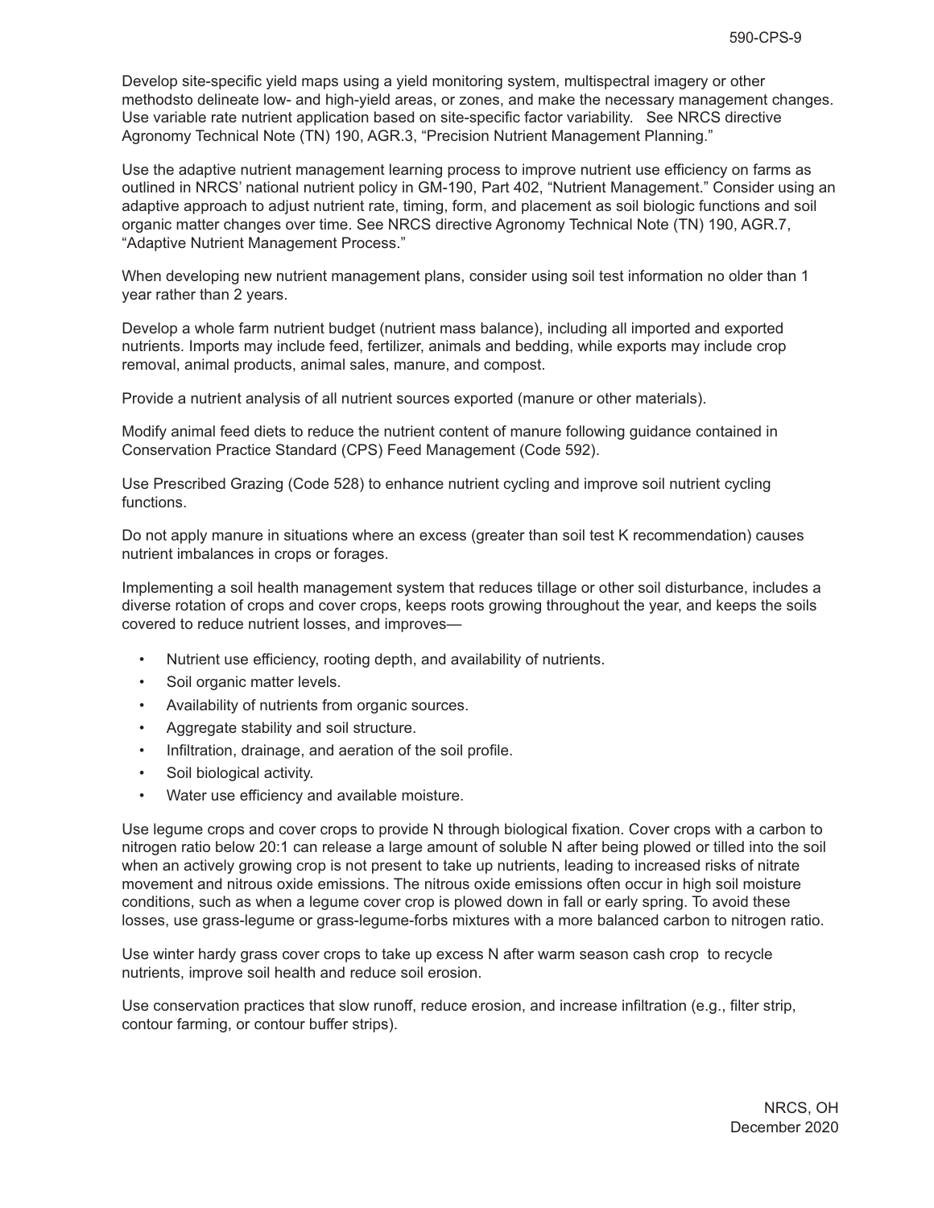Develop site-specific yield maps using a yield monitoring system, multispectral imagery or other methodsto delineate low- and high-yield areas, or zones, and make the necessary management changes. Use variable rate nutrient application based on site-specific factor variability. See NRCS directive Agronomy Technical Note (TN) 190, AGR.3, "Precision Nutrient Management Planning."

Use the adaptive nutrient management learning process to improve nutrient use efficiency on farms as outlined in NRCS' national nutrient policy in GM-190, Part 402, "Nutrient Management." Consider using an adaptive approach to adjust nutrient rate, timing, form, and placement as soil biologic functions and soil organic matter changes over time. See NRCS directive Agronomy Technical Note (TN) 190, AGR.7, "Adaptive Nutrient Management Process."

When developing new nutrient management plans, consider using soil test information no older than 1 year rather than 2 years.

Develop a whole farm nutrient budget (nutrient mass balance), including all imported and exported nutrients. Imports may include feed, fertilizer, animals and bedding, while exports may include crop removal, animal products, animal sales, manure, and compost.

Provide a nutrient analysis of all nutrient sources exported (manure or other materials).

Modify animal feed diets to reduce the nutrient content of manure following guidance contained in Conservation Practice Standard (CPS) Feed Management (Code 592).

Use Prescribed Grazing (Code 528) to enhance nutrient cycling and improve soil nutrient cycling functions.

Do not apply manure in situations where an excess (greater than soil test K recommendation) causes nutrient imbalances in crops or forages.

Implementing a soil health management system that reduces tillage or other soil disturbance, includes a diverse rotation of crops and cover crops, keeps roots growing throughout the year, and keeps the soils covered to reduce nutrient losses, and improves—

- Nutrient use efficiency, rooting depth, and availability of nutrients.
- Soil organic matter levels.
- Availability of nutrients from organic sources.
- Aggregate stability and soil structure.
- Infiltration, drainage, and aeration of the soil profile.
- Soil biological activity.
- Water use efficiency and available moisture.

Use legume crops and cover crops to provide N through biological fixation. Cover crops with a carbon to nitrogen ratio below 20:1 can release a large amount of soluble N after being plowed or tilled into the soil when an actively growing crop is not present to take up nutrients, leading to increased risks of nitrate movement and nitrous oxide emissions. The nitrous oxide emissions often occur in high soil moisture conditions, such as when a legume cover crop is plowed down in fall or early spring. To avoid these losses, use grass-legume or grass-legume-forbs mixtures with a more balanced carbon to nitrogen ratio.

Use winter hardy grass cover crops to take up excess N after warm season cash crop to recycle nutrients, improve soil health and reduce soil erosion.

Use conservation practices that slow runoff, reduce erosion, and increase infiltration (e.g., filter strip, contour farming, or contour buffer strips).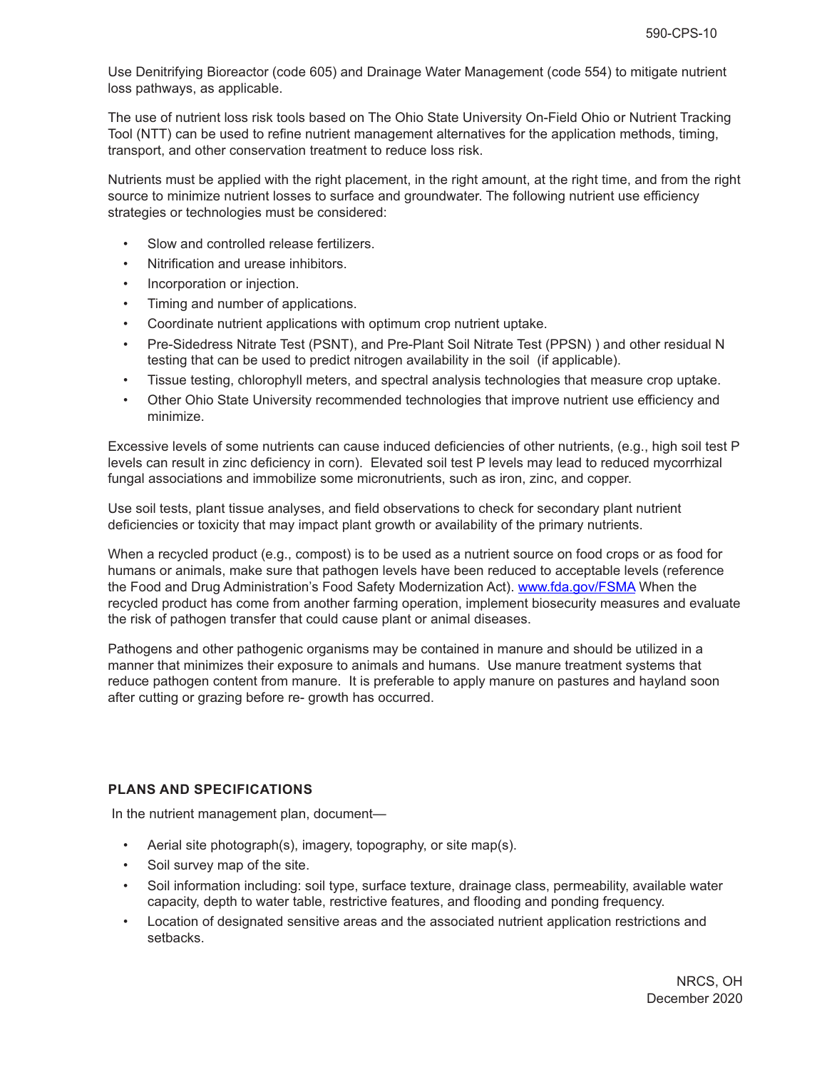Use Denitrifying Bioreactor (code 605) and Drainage Water Management (code 554) to mitigate nutrient loss pathways, as applicable.

The use of nutrient loss risk tools based on The Ohio State University On-Field Ohio or Nutrient Tracking Tool (NTT) can be used to refine nutrient management alternatives for the application methods, timing, transport, and other conservation treatment to reduce loss risk.

Nutrients must be applied with the right placement, in the right amount, at the right time, and from the right source to minimize nutrient losses to surface and groundwater. The following nutrient use efficiency strategies or technologies must be considered:

- Slow and controlled release fertilizers.
- Nitrification and urease inhibitors.
- Incorporation or injection.
- Timing and number of applications.
- Coordinate nutrient applications with optimum crop nutrient uptake.
- Pre-Sidedress Nitrate Test (PSNT), and Pre-Plant Soil Nitrate Test (PPSN) ) and other residual N testing that can be used to predict nitrogen availability in the soil (if applicable).
- Tissue testing, chlorophyll meters, and spectral analysis technologies that measure crop uptake.
- Other Ohio State University recommended technologies that improve nutrient use efficiency and minimize.

Excessive levels of some nutrients can cause induced deficiencies of other nutrients, (e.g., high soil test P levels can result in zinc deficiency in corn). Elevated soil test P levels may lead to reduced mycorrhizal fungal associations and immobilize some micronutrients, such as iron, zinc, and copper.

Use soil tests, plant tissue analyses, and field observations to check for secondary plant nutrient deficiencies or toxicity that may impact plant growth or availability of the primary nutrients.

When a recycled product (e.g., compost) is to be used as a nutrient source on food crops or as food for humans or animals, make sure that pathogen levels have been reduced to acceptable levels (reference the Food and Drug Administration's Food Safety Modernization Act). www.fda.gov/FSMA When the recycled product has come from another farming operation, implement biosecurity measures and evaluate the risk of pathogen transfer that could cause plant or animal diseases.

Pathogens and other pathogenic organisms may be contained in manure and should be utilized in a manner that minimizes their exposure to animals and humans. Use manure treatment systems that reduce pathogen content from manure. It is preferable to apply manure on pastures and hayland soon after cutting or grazing before re- growth has occurred.

## PLANS AND SPECIFICATIONS

In the nutrient management plan, document—

- Aerial site photograph(s), imagery, topography, or site map(s).
- Soil survey map of the site.
- Soil information including: soil type, surface texture, drainage class, permeability, available water capacity, depth to water table, restrictive features, and flooding and ponding frequency.
- Location of designated sensitive areas and the associated nutrient application restrictions and setbacks.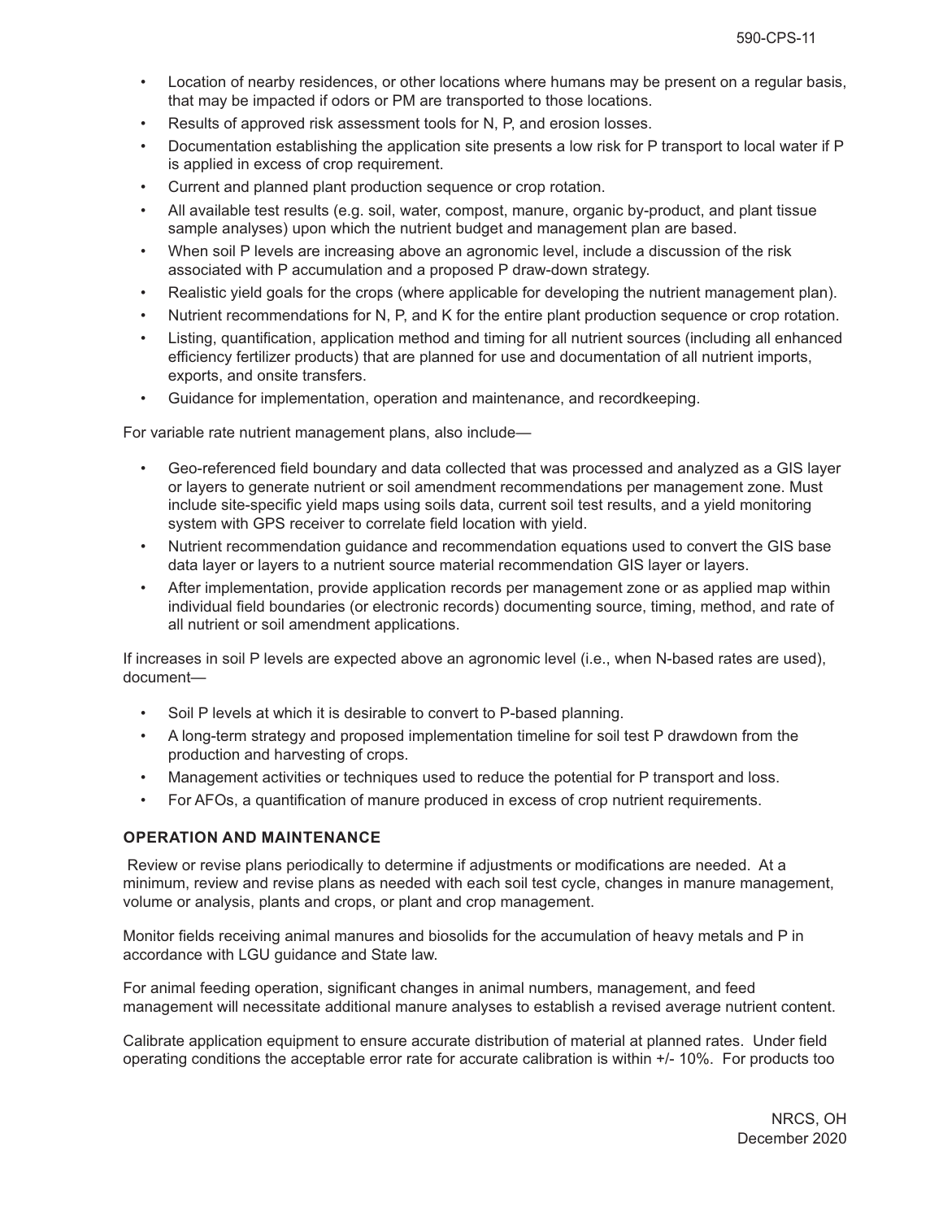- Location of nearby residences, or other locations where humans may be present on a regular basis, that may be impacted if odors or PM are transported to those locations.
- Results of approved risk assessment tools for N, P, and erosion losses.
- Documentation establishing the application site presents a low risk for P transport to local water if P is applied in excess of crop requirement.
- Current and planned plant production sequence or crop rotation.
- All available test results (e.g. soil, water, compost, manure, organic by-product, and plant tissue sample analyses) upon which the nutrient budget and management plan are based.
- When soil P levels are increasing above an agronomic level, include a discussion of the risk associated with P accumulation and a proposed P draw-down strategy.
- Realistic yield goals for the crops (where applicable for developing the nutrient management plan).
- Nutrient recommendations for N, P, and K for the entire plant production sequence or crop rotation.
- Listing, quantification, application method and timing for all nutrient sources (including all enhanced efficiency fertilizer products) that are planned for use and documentation of all nutrient imports, exports, and onsite transfers.
- Guidance for implementation, operation and maintenance, and recordkeeping.

For variable rate nutrient management plans, also include—

- Geo-referenced field boundary and data collected that was processed and analyzed as a GIS layer or layers to generate nutrient or soil amendment recommendations per management zone. Must include site-specific yield maps using soils data, current soil test results, and a yield monitoring system with GPS receiver to correlate field location with yield.
- Nutrient recommendation guidance and recommendation equations used to convert the GIS base data layer or layers to a nutrient source material recommendation GIS layer or layers.
- After implementation, provide application records per management zone or as applied map within individual field boundaries (or electronic records) documenting source, timing, method, and rate of all nutrient or soil amendment applications.

If increases in soil P levels are expected above an agronomic level (i.e., when N-based rates are used), document—

- Soil P levels at which it is desirable to convert to P-based planning.
- A long-term strategy and proposed implementation timeline for soil test P drawdown from the production and harvesting of crops.
- Management activities or techniques used to reduce the potential for P transport and loss.
- For AFOs, a quantification of manure produced in excess of crop nutrient requirements.

### OPERATION AND MAINTENANCE

Review or revise plans periodically to determine if adjustments or modifications are needed. At a minimum, review and revise plans as needed with each soil test cycle, changes in manure management, volume or analysis, plants and crops, or plant and crop management.

Monitor fields receiving animal manures and biosolids for the accumulation of heavy metals and P in accordance with LGU guidance and State law.

For animal feeding operation, significant changes in animal numbers, management, and feed management will necessitate additional manure analyses to establish a revised average nutrient content.

Calibrate application equipment to ensure accurate distribution of material at planned rates. Under field operating conditions the acceptable error rate for accurate calibration is within +/- 10%. For products too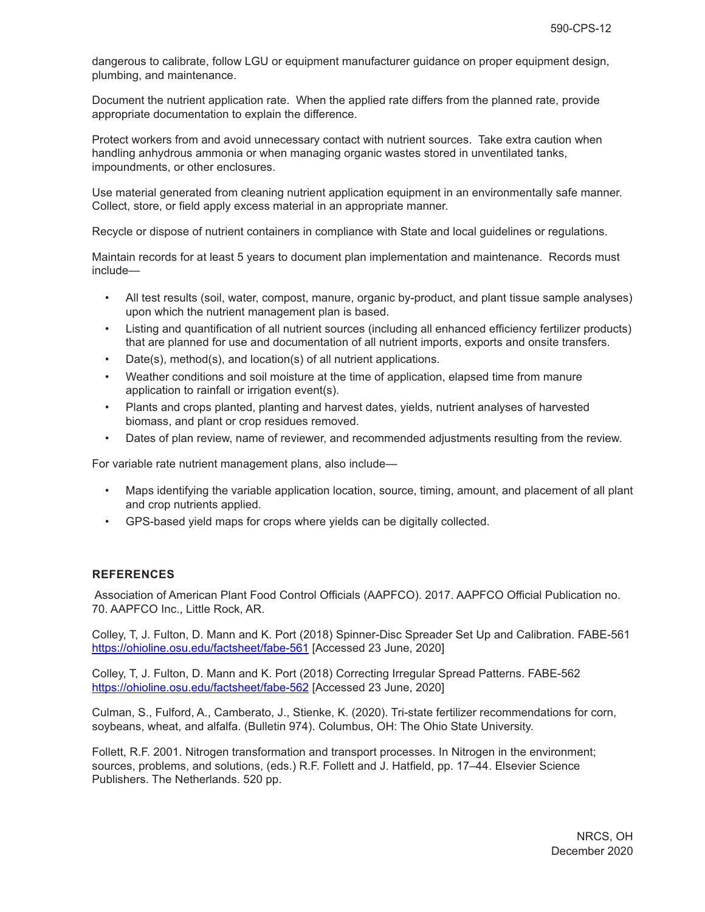dangerous to calibrate, follow LGU or equipment manufacturer guidance on proper equipment design, plumbing, and maintenance.

Document the nutrient application rate. When the applied rate differs from the planned rate, provide appropriate documentation to explain the difference.

Protect workers from and avoid unnecessary contact with nutrient sources. Take extra caution when handling anhydrous ammonia or when managing organic wastes stored in unventilated tanks, impoundments, or other enclosures.

Use material generated from cleaning nutrient application equipment in an environmentally safe manner. Collect, store, or field apply excess material in an appropriate manner.

Recycle or dispose of nutrient containers in compliance with State and local guidelines or regulations.

Maintain records for at least 5 years to document plan implementation and maintenance. Records must include—

- All test results (soil, water, compost, manure, organic by-product, and plant tissue sample analyses) upon which the nutrient management plan is based.
- Listing and quantification of all nutrient sources (including all enhanced efficiency fertilizer products) that are planned for use and documentation of all nutrient imports, exports and onsite transfers.
- Date(s), method(s), and location(s) of all nutrient applications.
- Weather conditions and soil moisture at the time of application, elapsed time from manure application to rainfall or irrigation event(s).
- Plants and crops planted, planting and harvest dates, yields, nutrient analyses of harvested biomass, and plant or crop residues removed.
- Dates of plan review, name of reviewer, and recommended adjustments resulting from the review.

For variable rate nutrient management plans, also include—

- Maps identifying the variable application location, source, timing, amount, and placement of all plant and crop nutrients applied.
- GPS-based yield maps for crops where yields can be digitally collected.

## REFERENCES

Association of American Plant Food Control Officials (AAPFCO). 2017. AAPFCO Official Publication no. 70. AAPFCO Inc., Little Rock, AR.

Colley, T, J. Fulton, D. Mann and K. Port (2018) Spinner-Disc Spreader Set Up and Calibration. FABE-561 https://ohioline.osu.edu/factsheet/fabe-561 [Accessed 23 June, 2020]

Colley, T, J. Fulton, D. Mann and K. Port (2018) Correcting Irregular Spread Patterns. FABE-562 https://ohioline.osu.edu/factsheet/fabe-562 [Accessed 23 June, 2020]

Culman, S., Fulford, A., Camberato, J., Stienke, K. (2020). Tri-state fertilizer recommendations for corn, soybeans, wheat, and alfalfa. (Bulletin 974). Columbus, OH: The Ohio State University.

Follett, R.F. 2001. Nitrogen transformation and transport processes. In Nitrogen in the environment; sources, problems, and solutions, (eds.) R.F. Follett and J. Hatfield, pp. 17–44. Elsevier Science Publishers. The Netherlands. 520 pp.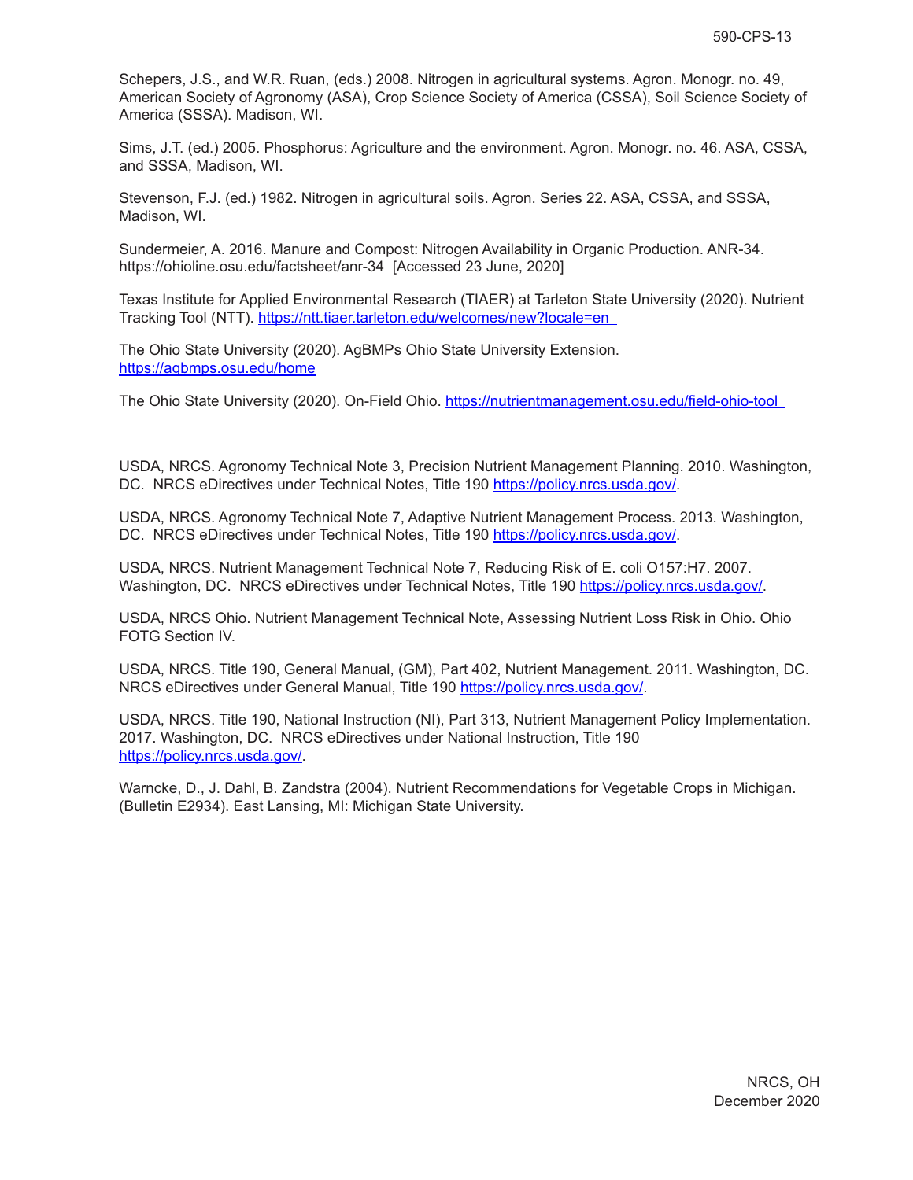Schepers, J.S., and W.R. Ruan, (eds.) 2008. Nitrogen in agricultural systems. Agron. Monogr. no. 49, American Society of Agronomy (ASA), Crop Science Society of America (CSSA), Soil Science Society of America (SSSA). Madison, WI.

Sims, J.T. (ed.) 2005. Phosphorus: Agriculture and the environment. Agron. Monogr. no. 46. ASA, CSSA, and SSSA, Madison, WI.

Stevenson, F.J. (ed.) 1982. Nitrogen in agricultural soils. Agron. Series 22. ASA, CSSA, and SSSA, Madison, WI.

Sundermeier, A. 2016. Manure and Compost: Nitrogen Availability in Organic Production. ANR-34. https://ohioline.osu.edu/factsheet/anr-34 [Accessed 23 June, 2020]

Texas Institute for Applied Environmental Research (TIAER) at Tarleton State University (2020). Nutrient Tracking Tool (NTT). https://ntt.tiaer.tarleton.edu/welcomes/new?locale=en

The Ohio State University (2020). AgBMPs Ohio State University Extension. https://agbmps.osu.edu/home

The Ohio State University (2020). On-Field Ohio. https://nutrientmanagement.osu.edu/field-ohio-tool

USDA, NRCS. Agronomy Technical Note 3, Precision Nutrient Management Planning. 2010. Washington, DC. NRCS eDirectives under Technical Notes, Title 190 https://policy.nrcs.usda.gov/.

USDA, NRCS. Agronomy Technical Note 7, Adaptive Nutrient Management Process. 2013. Washington, DC. NRCS eDirectives under Technical Notes, Title 190 https://policy.nrcs.usda.gov/.

USDA, NRCS. Nutrient Management Technical Note 7, Reducing Risk of E. coli O157:H7. 2007. Washington, DC. NRCS eDirectives under Technical Notes, Title 190 https://policy.nrcs.usda.gov/.

USDA, NRCS Ohio. Nutrient Management Technical Note, Assessing Nutrient Loss Risk in Ohio. Ohio FOTG Section IV.

USDA, NRCS. Title 190, General Manual, (GM), Part 402, Nutrient Management. 2011. Washington, DC. NRCS eDirectives under General Manual, Title 190 https://policy.nrcs.usda.gov/.

USDA, NRCS. Title 190, National Instruction (NI), Part 313, Nutrient Management Policy Implementation. 2017. Washington, DC. NRCS eDirectives under National Instruction, Title 190 https://policy.nrcs.usda.gov/.

Warncke, D., J. Dahl, B. Zandstra (2004). Nutrient Recommendations for Vegetable Crops in Michigan. (Bulletin E2934). East Lansing, MI: Michigan State University.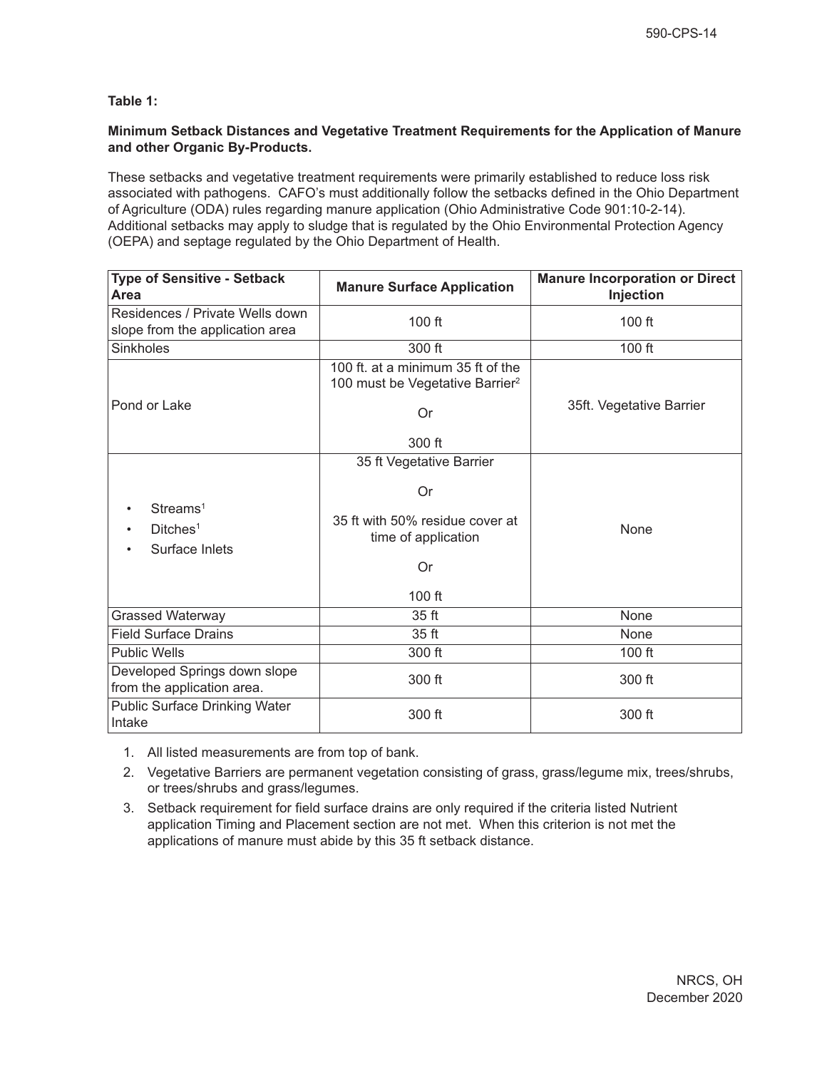**Table 1:**

**Minimum Setback Distances and Vegetative Treatment Requirements for the Application of Manure and other Organic By-Products.**

These setbacks and vegetative treatment requirements were primarily established to reduce loss risk associated with pathogens. CAFO's must additionally follow the setbacks defined in the Ohio Department of Agriculture (ODA) rules regarding manure application (Ohio Administrative Code 901:10-2-14). Additional setbacks may apply to sludge that is regulated by the Ohio Environmental Protection Agency (OEPA) and septage regulated by the Ohio Department of Health.

| Type of Sensitive - Setback Area | Manure Surface Application | Manure Incorporation or Direct Injection |
|---|---|---|
| Residences / Private Wells down slope from the application area | 100 ft | 100 ft |
| Sinkholes | 300 ft | 100 ft |
| Pond or Lake | 100 ft. at a minimum 35 ft of the 100 must be Vegetative Barrier[2] Or 300 ft | 35ft. Vegetative Barrier |
| • Streams[1] • Ditches[1] • Surface Inlets | 35 ft Vegetative Barrier Or 35 ft with 50% residue cover at time of application Or 100 ft | None |
| Grassed Waterway | 35 ft | None |
| Field Surface Drains | 35 ft | None |
| Public Wells | 300 ft | 100 ft |
| Developed Springs down slope from the application area. | 300 ft | 300 ft |
| Public Surface Drinking Water Intake | 300 ft | 300 ft |

1. All listed measurements are from top of bank.
2. Vegetative Barriers are permanent vegetation consisting of grass, grass/legume mix, trees/shrubs, or trees/shrubs and grass/legumes.
3. Setback requirement for field surface drains are only required if the criteria listed Nutrient application Timing and Placement section are not met. When this criterion is not met the applications of manure must abide by this 35 ft setback distance.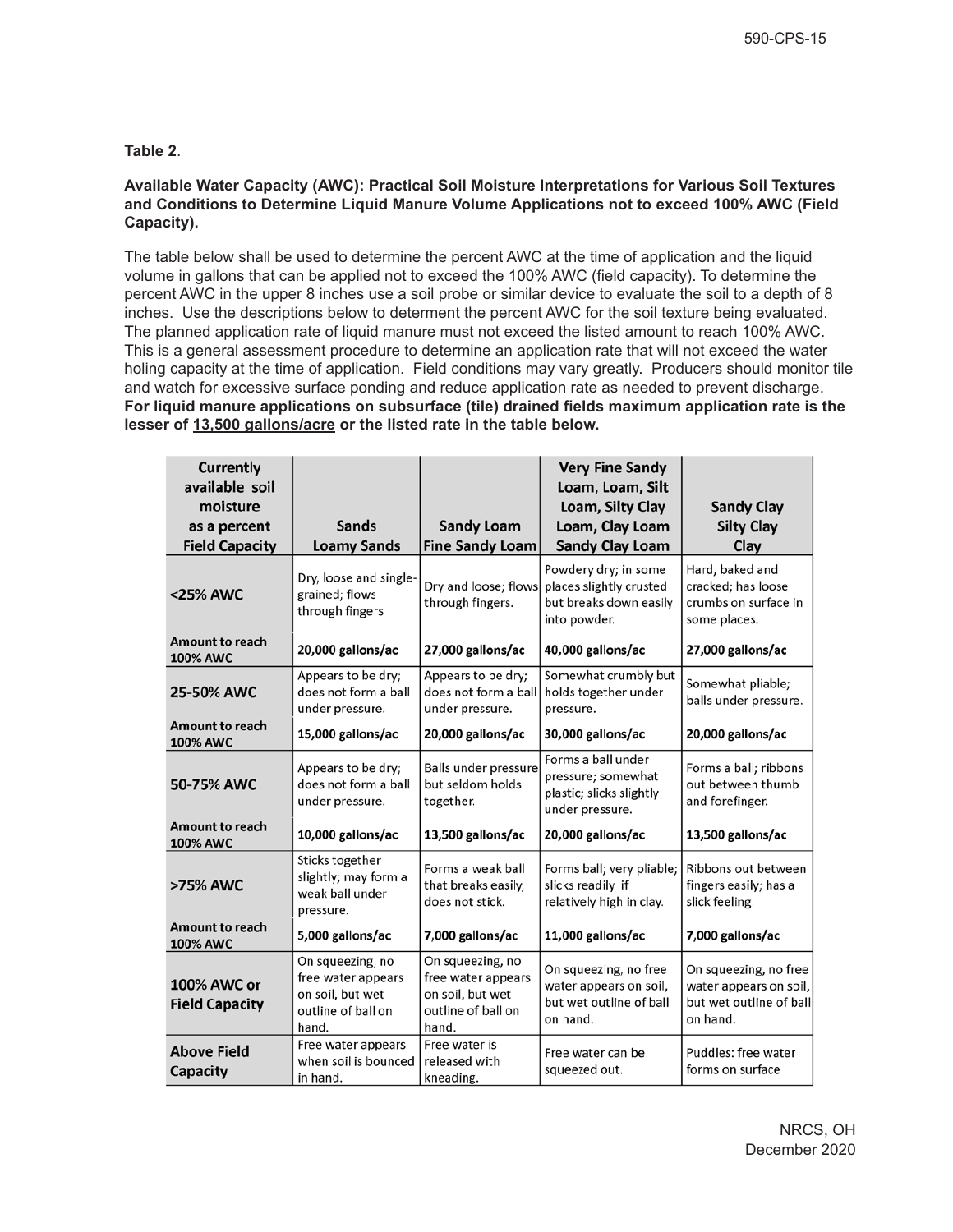**Table 2**.

**Available Water Capacity (AWC): Practical Soil Moisture Interpretations for Various Soil Textures and Conditions to Determine Liquid Manure Volume Applications not to exceed 100% AWC (Field Capacity).**

The table below shall be used to determine the percent AWC at the time of application and the liquid volume in gallons that can be applied not to exceed the 100% AWC (field capacity). To determine the percent AWC in the upper 8 inches use a soil probe or similar device to evaluate the soil to a depth of 8 inches. Use the descriptions below to determent the percent AWC for the soil texture being evaluated. The planned application rate of liquid manure must not exceed the listed amount to reach 100% AWC. This is a general assessment procedure to determine an application rate that will not exceed the water holing capacity at the time of application. Field conditions may vary greatly. Producers should monitor tile and watch for excessive surface ponding and reduce application rate as needed to prevent discharge. **For liquid manure applications on subsurface (tile) drained fields maximum application rate is the lesser of 13,500 gallons/acre or the listed rate in the table below.**

| Currently available soil moisture as a percent Field Capacity | Sands Loamy Sands | Sandy Loam Fine Sandy Loam | Very Fine Sandy Loam, Loam, Silt Loam, Silty Clay Loam, Clay Loam Sandy Clay Loam | Sandy Clay Silty Clay Clay |
|---|---|---|---|---|
| **<25% AWC** | Dry, loose and single-grained; flows through fingers | Dry and loose; flows through fingers. | Powdery dry; in some places slightly crusted but breaks down easily into powder. | Hard, baked and cracked; has loose crumbs on surface in some places. |
| **Amount to reach 100% AWC** | 20,000 gallons/ac | 27,000 gallons/ac | 40,000 gallons/ac | 27,000 gallons/ac |
| **25-50% AWC** | Appears to be dry; does not form a ball under pressure. | Appears to be dry; does not form a ball under pressure. | Somewhat crumbly but holds together under pressure. | Somewhat pliable; balls under pressure. |
| **Amount to reach 100% AWC** | 15,000 gallons/ac | 20,000 gallons/ac | 30,000 gallons/ac | 20,000 gallons/ac |
| **50-75% AWC** | Appears to be dry; does not form a ball under pressure. | Balls under pressure but seldom holds together. | Forms a ball under pressure; somewhat plastic; slicks slightly under pressure. | Forms a ball; ribbons out between thumb and forefinger. |
| **Amount to reach 100% AWC** | 10,000 gallons/ac | 13,500 gallons/ac | 20,000 gallons/ac | 13,500 gallons/ac |
| **>75% AWC** | Sticks together slightly; may form a weak ball under pressure. | Forms a weak ball that breaks easily, does not stick. | Forms ball; very pliable; slicks readily if relatively high in clay. | Ribbons out between fingers easily; has a slick feeling. |
| **Amount to reach 100% AWC** | 5,000 gallons/ac | 7,000 gallons/ac | 11,000 gallons/ac | 7,000 gallons/ac |
| **100% AWC or Field Capacity** | On squeezing, no free water appears on soil, but wet outline of ball on hand. | On squeezing, no free water appears on soil, but wet outline of ball on hand. | On squeezing, no free water appears on soil, but wet outline of ball on hand. | On squeezing, no free water appears on soil, but wet outline of ball on hand. |
| **Above Field Capacity** | Free water appears when soil is bounced in hand. | Free water is released with kneading. | Free water can be squeezed out. | Puddles: free water forms on surface |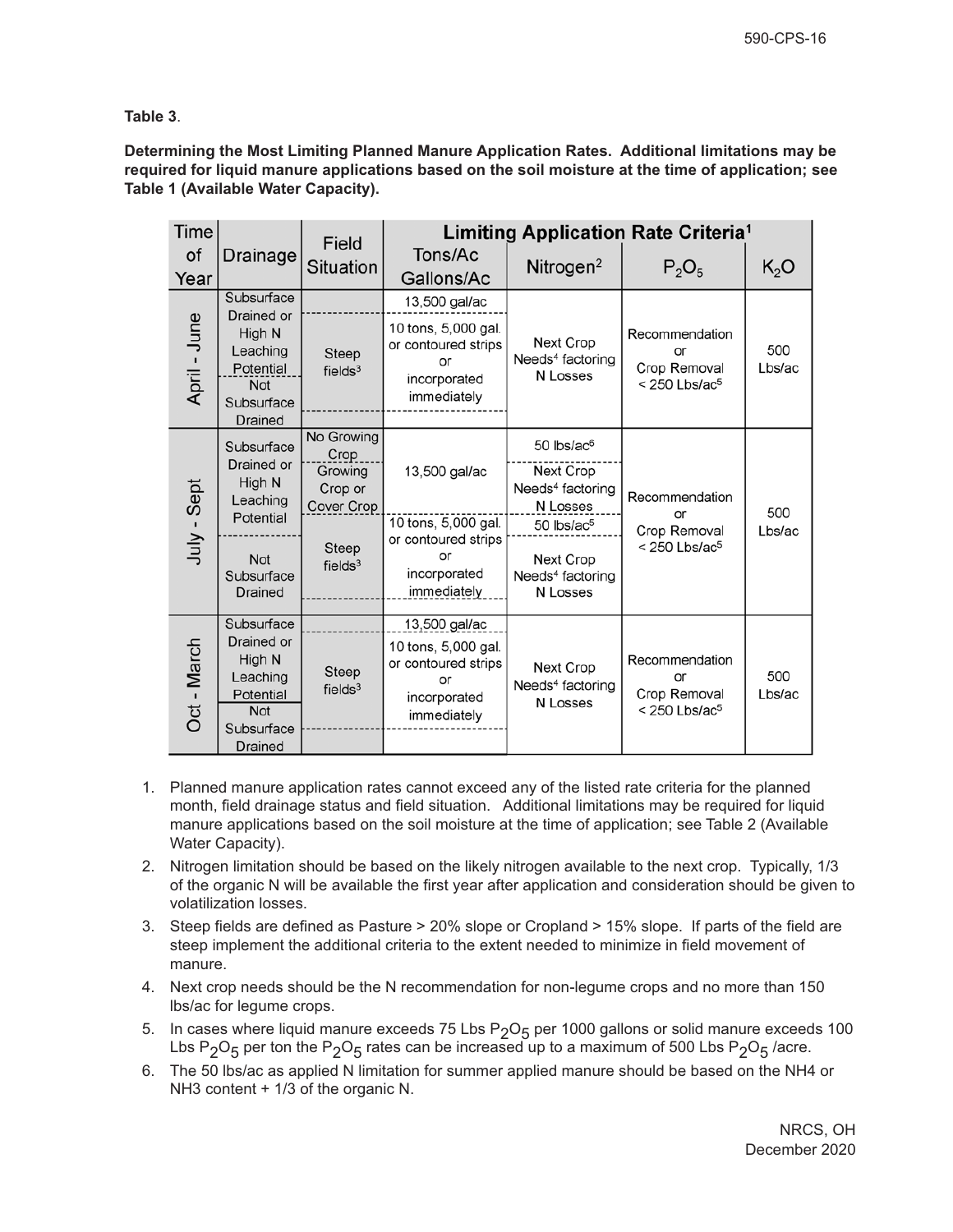**Table 3**.

**Determining the Most Limiting Planned Manure Application Rates. Additional limitations may be required for liquid manure applications based on the soil moisture at the time of application; see Table 1 (Available Water Capacity).**

| Time of Year | Drainage | Field Situation | Limiting Application Rate Criteria[1] | | | |
|---|---|---|---|---|---|---|
| | | | Tons/Ac Gallons/Ac | Nitrogen[2] | $P_2O_5$ | $K_2O$ |
| April - June | Subsurface Drained or High N Leaching Potential | | 13,500 gal/ac | Next Crop Needs[4] factoring N Losses | Recommendation or Crop Removal < 250 Lbs/ac[5] | 500 Lbs/ac |
| April - June | Subsurface Drained or High N Leaching Potential / Not Subsurface Drained | Steep fields[3] | 10 tons, 5,000 gal. or contoured strips or incorporated immediately | Next Crop Needs[4] factoring N Losses | Recommendation or Crop Removal < 250 Lbs/ac[5] | 500 Lbs/ac |
| April - June | Not Subsurface Drained | | | Next Crop Needs[4] factoring N Losses | Recommendation or Crop Removal < 250 Lbs/ac[5] | 500 Lbs/ac |
| July - Sept | Subsurface Drained or High N Leaching Potential | No Growing Crop | 13,500 gal/ac | 50 lbs/ac[6] | Recommendation or Crop Removal < 250 Lbs/ac[5] | 500 Lbs/ac |
| July - Sept | Subsurface Drained or High N Leaching Potential | Growing Crop or Cover Crop | 13,500 gal/ac | Next Crop Needs[4] factoring N Losses | Recommendation or Crop Removal < 250 Lbs/ac[5] | 500 Lbs/ac |
| July - Sept | Subsurface Drained or High N Leaching Potential / Not Subsurface Drained | Steep fields[3] | 10 tons, 5,000 gal. or contoured strips or incorporated immediately | 50 lbs/ac[5] | Recommendation or Crop Removal < 250 Lbs/ac[5] | 500 Lbs/ac |
| July - Sept | Not Subsurface Drained | Steep fields[3] | 10 tons, 5,000 gal. or contoured strips or incorporated immediately | Next Crop Needs[4] factoring N Losses | Recommendation or Crop Removal < 250 Lbs/ac[5] | 500 Lbs/ac |
| Oct - March | Subsurface Drained or High N Leaching Potential | | 13,500 gal/ac | Next Crop Needs[4] factoring N Losses | Recommendation or Crop Removal < 250 Lbs/ac[5] | 500 Lbs/ac |
| Oct - March | Subsurface Drained or High N Leaching Potential / Not Subsurface Drained | Steep fields[3] | 10 tons, 5,000 gal. or contoured strips or incorporated immediately | Next Crop Needs[4] factoring N Losses | Recommendation or Crop Removal < 250 Lbs/ac[5] | 500 Lbs/ac |
| Oct - March | Not Subsurface Drained | | | Next Crop Needs[4] factoring N Losses | Recommendation or Crop Removal < 250 Lbs/ac[5] | 500 Lbs/ac |

1. Planned manure application rates cannot exceed any of the listed rate criteria for the planned month, field drainage status and field situation. Additional limitations may be required for liquid manure applications based on the soil moisture at the time of application; see Table 2 (Available Water Capacity).
2. Nitrogen limitation should be based on the likely nitrogen available to the next crop. Typically, 1/3 of the organic N will be available the first year after application and consideration should be given to volatilization losses.
3. Steep fields are defined as Pasture > 20% slope or Cropland > 15% slope. If parts of the field are steep implement the additional criteria to the extent needed to minimize in field movement of manure.
4. Next crop needs should be the N recommendation for non-legume crops and no more than 150 lbs/ac for legume crops.
5. In cases where liquid manure exceeds 75 Lbs $P_2O_5$ per 1000 gallons or solid manure exceeds 100 Lbs $P_2O_5$ per ton the $P_2O_5$ rates can be increased up to a maximum of 500 Lbs $P_2O_5$ /acre.
6. The 50 lbs/ac as applied N limitation for summer applied manure should be based on the NH4 or NH3 content + 1/3 of the organic N.